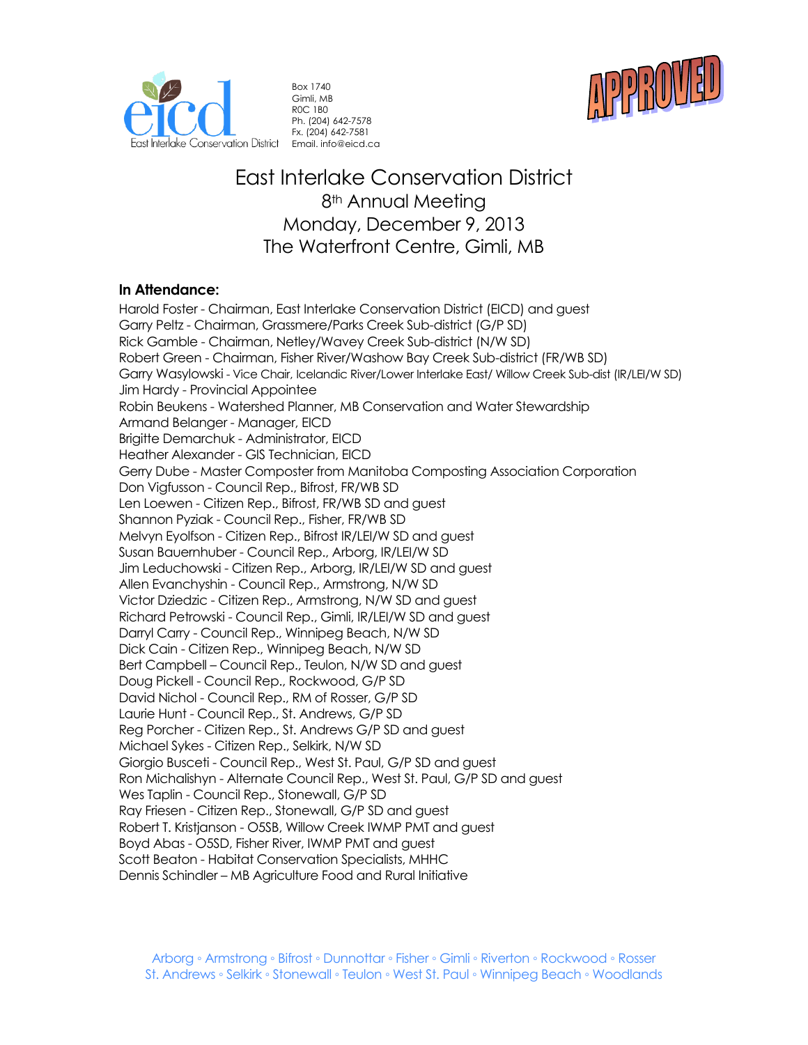Box 1740
Gimli, MB
R0C 1B0
Ph. (204) 642-7578
Fx. (204) 642-7581
Email. info@eicd.ca

APPROVED

# East Interlake Conservation District
## 8th Annual Meeting
## Monday, December 9, 2013
## The Waterfront Centre, Gimli, MB

**In Attendance:**

Harold Foster - Chairman, East Interlake Conservation District (EICD) and guest
Garry Peltz - Chairman, Grassmere/Parks Creek Sub-district (G/P SD)
Rick Gamble - Chairman, Netley/Wavey Creek Sub-district (N/W SD)
Robert Green - Chairman, Fisher River/Washow Bay Creek Sub-district (FR/WB SD)
Garry Wasylowski - Vice Chair, Icelandic River/Lower Interlake East/ Willow Creek Sub-dist (IR/LEI/W SD)
Jim Hardy - Provincial Appointee
Robin Beukens - Watershed Planner, MB Conservation and Water Stewardship
Armand Belanger - Manager, EICD
Brigitte Demarchuk - Administrator, EICD
Heather Alexander - GIS Technician, EICD
Gerry Dube - Master Composter from Manitoba Composting Association Corporation
Don Vigfusson - Council Rep., Bifrost, FR/WB SD
Len Loewen - Citizen Rep., Bifrost, FR/WB SD and guest
Shannon Pyziak - Council Rep., Fisher, FR/WB SD
Melvyn Eyolfson - Citizen Rep., Bifrost IR/LEI/W SD and guest
Susan Bauernhuber - Council Rep., Arborg, IR/LEI/W SD
Jim Leduchowski - Citizen Rep., Arborg, IR/LEI/W SD and guest
Allen Evanchyshin - Council Rep., Armstrong, N/W SD
Victor Dziedzic - Citizen Rep., Armstrong, N/W SD and guest
Richard Petrowski - Council Rep., Gimli, IR/LEI/W SD and guest
Darryl Carry - Council Rep., Winnipeg Beach, N/W SD
Dick Cain - Citizen Rep., Winnipeg Beach, N/W SD
Bert Campbell – Council Rep., Teulon, N/W SD and guest
Doug Pickell - Council Rep., Rockwood, G/P SD
David Nichol - Council Rep., RM of Rosser, G/P SD
Laurie Hunt - Council Rep., St. Andrews, G/P SD
Reg Porcher - Citizen Rep., St. Andrews G/P SD and guest
Michael Sykes - Citizen Rep., Selkirk, N/W SD
Giorgio Busceti - Council Rep., West St. Paul, G/P SD and guest
Ron Michalishyn - Alternate Council Rep., West St. Paul, G/P SD and guest
Wes Taplin - Council Rep., Stonewall, G/P SD
Ray Friesen - Citizen Rep., Stonewall, G/P SD and guest
Robert T. Kristjanson - O5SB, Willow Creek IWMP PMT and guest
Boyd Abas - O5SD, Fisher River, IWMP PMT and guest
Scott Beaton - Habitat Conservation Specialists, MHHC
Dennis Schindler – MB Agriculture Food and Rural Initiative

Arborg ◦ Armstrong ◦ Bifrost ◦ Dunnottar ◦ Fisher ◦ Gimli ◦ Riverton ◦ Rockwood ◦ Rosser
St. Andrews ◦ Selkirk ◦ Stonewall ◦ Teulon ◦ West St. Paul ◦ Winnipeg Beach ◦ Woodlands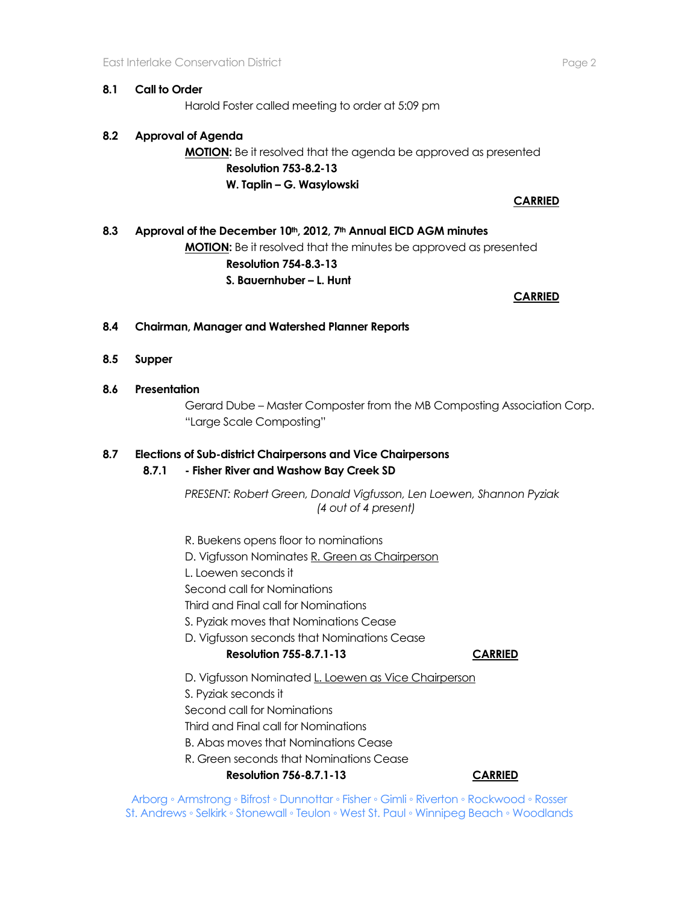**8.1 Call to Order**

Harold Foster called meeting to order at 5:09 pm

**8.2 Approval of Agenda**

**MOTION:** Be it resolved that the agenda be approved as presented

**Resolution 753-8.2-13**

**W. Taplin – G. Wasylowski**

**CARRIED**

**8.3 Approval of the December 10th, 2012, 7th Annual EICD AGM minutes**

**MOTION:** Be it resolved that the minutes be approved as presented

**Resolution 754-8.3-13**

**S. Bauernhuber – L. Hunt**

**CARRIED**

**8.4 Chairman, Manager and Watershed Planner Reports**

**8.5 Supper**

**8.6 Presentation**

Gerard Dube – Master Composter from the MB Composting Association Corp. "Large Scale Composting"

**8.7 Elections of Sub-district Chairpersons and Vice Chairpersons**

**8.7.1 - Fisher River and Washow Bay Creek SD**

*PRESENT: Robert Green, Donald Vigfusson, Len Loewen, Shannon Pyziak (4 out of 4 present)*

R. Buekens opens floor to nominations
D. Vigfusson Nominates R. Green as Chairperson
L. Loewen seconds it
Second call for Nominations
Third and Final call for Nominations
S. Pyziak moves that Nominations Cease
D. Vigfusson seconds that Nominations Cease

**Resolution 755-8.7.1-13** **CARRIED**

D. Vigfusson Nominated L. Loewen as Vice Chairperson
S. Pyziak seconds it
Second call for Nominations
Third and Final call for Nominations
B. Abas moves that Nominations Cease
R. Green seconds that Nominations Cease

**Resolution 756-8.7.1-13** **CARRIED**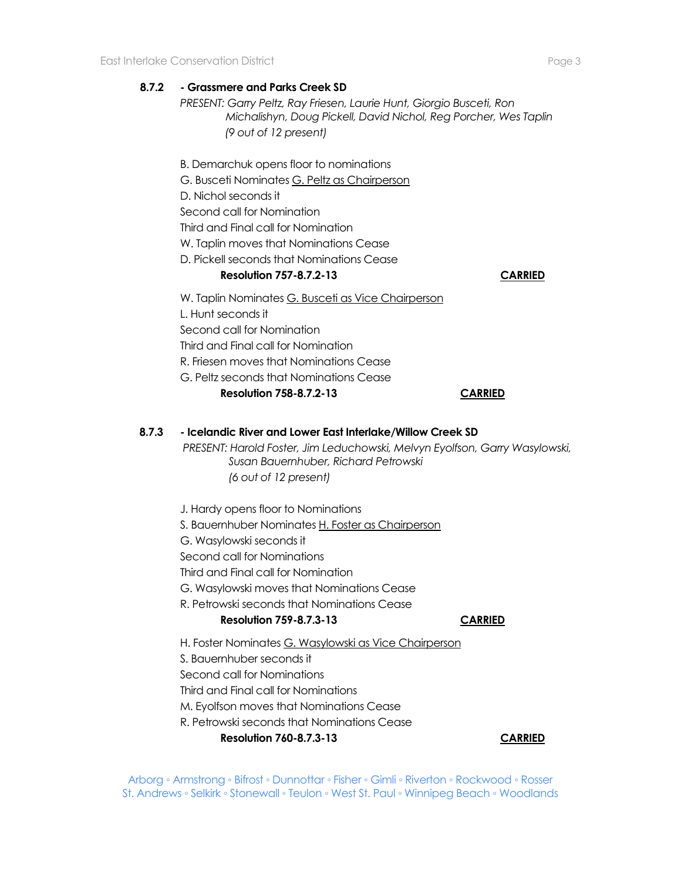**8.7.2 - Grassmere and Parks Creek SD**

*PRESENT: Garry Peltz, Ray Friesen, Laurie Hunt, Giorgio Busceti, Ron Michalishyn, Doug Pickell, David Nichol, Reg Porcher, Wes Taplin (9 out of 12 present)*

B. Demarchuk opens floor to nominations
G. Busceti Nominates G. Peltz as Chairperson
D. Nichol seconds it
Second call for Nomination
Third and Final call for Nomination
W. Taplin moves that Nominations Cease
D. Pickell seconds that Nominations Cease

**Resolution 757-8.7.2-13** **CARRIED**

W. Taplin Nominates G. Busceti as Vice Chairperson
L. Hunt seconds it
Second call for Nomination
Third and Final call for Nomination
R. Friesen moves that Nominations Cease
G. Peltz seconds that Nominations Cease

**Resolution 758-8.7.2-13** **CARRIED**

**8.7.3 - Icelandic River and Lower East Interlake/Willow Creek SD**

*PRESENT: Harold Foster, Jim Leduchowski, Melvyn Eyolfson, Garry Wasylowski, Susan Bauernhuber, Richard Petrowski (6 out of 12 present)*

J. Hardy opens floor to Nominations
S. Bauernhuber Nominates H. Foster as Chairperson
G. Wasylowski seconds it
Second call for Nominations
Third and Final call for Nomination
G. Wasylowski moves that Nominations Cease
R. Petrowski seconds that Nominations Cease

**Resolution 759-8.7.3-13** **CARRIED**

H. Foster Nominates G. Wasylowski as Vice Chairperson
S. Bauernhuber seconds it
Second call for Nominations
Third and Final call for Nominations
M. Eyolfson moves that Nominations Cease
R. Petrowski seconds that Nominations Cease

**Resolution 760-8.7.3-13** **CARRIED**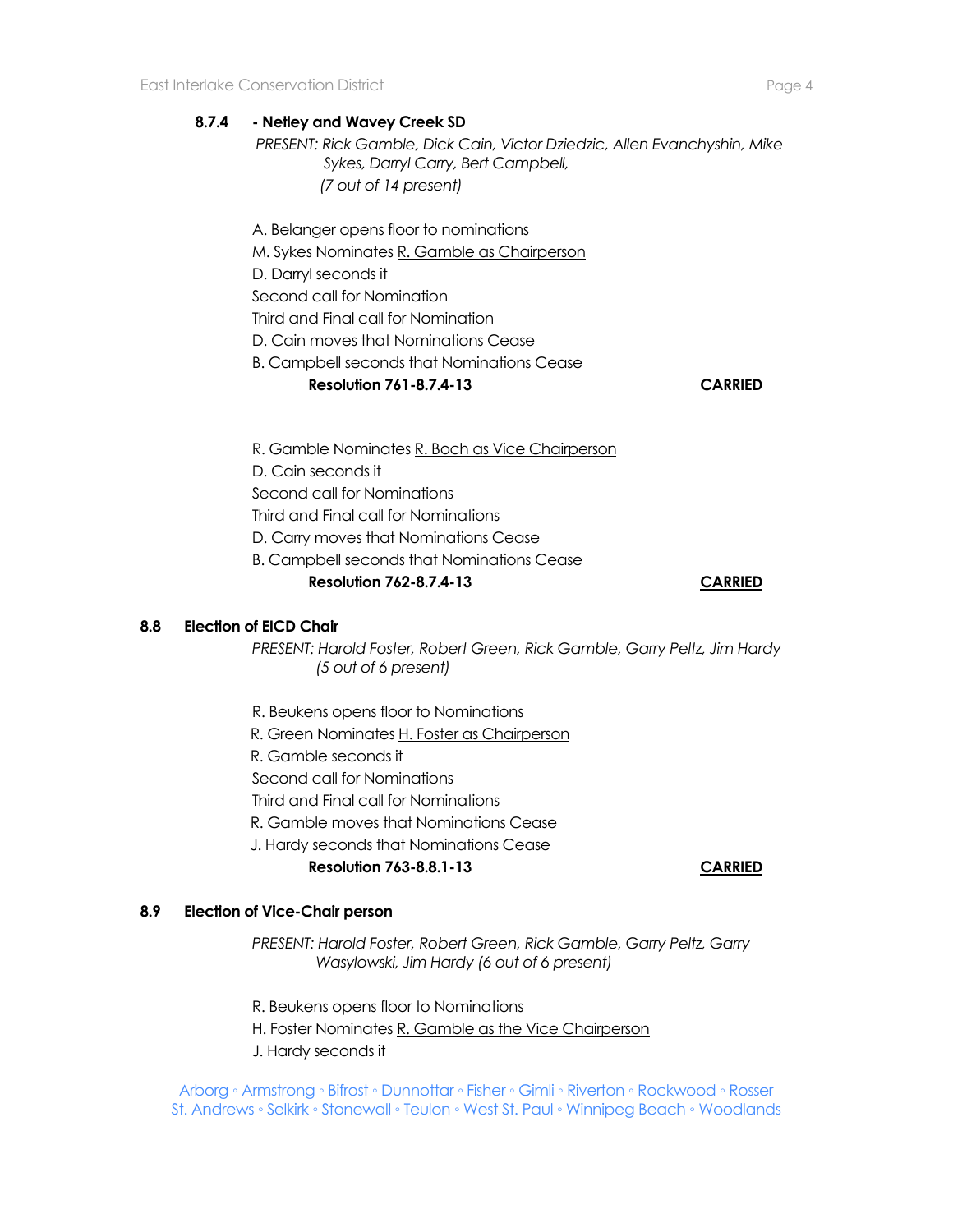**8.7.4 - Netley and Wavey Creek SD**

*PRESENT: Rick Gamble, Dick Cain, Victor Dziedzic, Allen Evanchyshin, Mike Sykes, Darryl Carry, Bert Campbell, (7 out of 14 present)*

A. Belanger opens floor to nominations
M. Sykes Nominates R. Gamble as Chairperson
D. Darryl seconds it
Second call for Nomination
Third and Final call for Nomination
D. Cain moves that Nominations Cease
B. Campbell seconds that Nominations Cease

**Resolution 761-8.7.4-13** **CARRIED**

R. Gamble Nominates R. Boch as Vice Chairperson
D. Cain seconds it
Second call for Nominations
Third and Final call for Nominations
D. Carry moves that Nominations Cease
B. Campbell seconds that Nominations Cease

**Resolution 762-8.7.4-13** **CARRIED**

## 8.8 Election of EICD Chair

*PRESENT: Harold Foster, Robert Green, Rick Gamble, Garry Peltz, Jim Hardy (5 out of 6 present)*

R. Beukens opens floor to Nominations
R. Green Nominates H. Foster as Chairperson
R. Gamble seconds it
Second call for Nominations
Third and Final call for Nominations
R. Gamble moves that Nominations Cease
J. Hardy seconds that Nominations Cease

**Resolution 763-8.8.1-13** **CARRIED**

## 8.9 Election of Vice-Chair person

*PRESENT: Harold Foster, Robert Green, Rick Gamble, Garry Peltz, Garry Wasylowski, Jim Hardy (6 out of 6 present)*

R. Beukens opens floor to Nominations
H. Foster Nominates R. Gamble as the Vice Chairperson
J. Hardy seconds it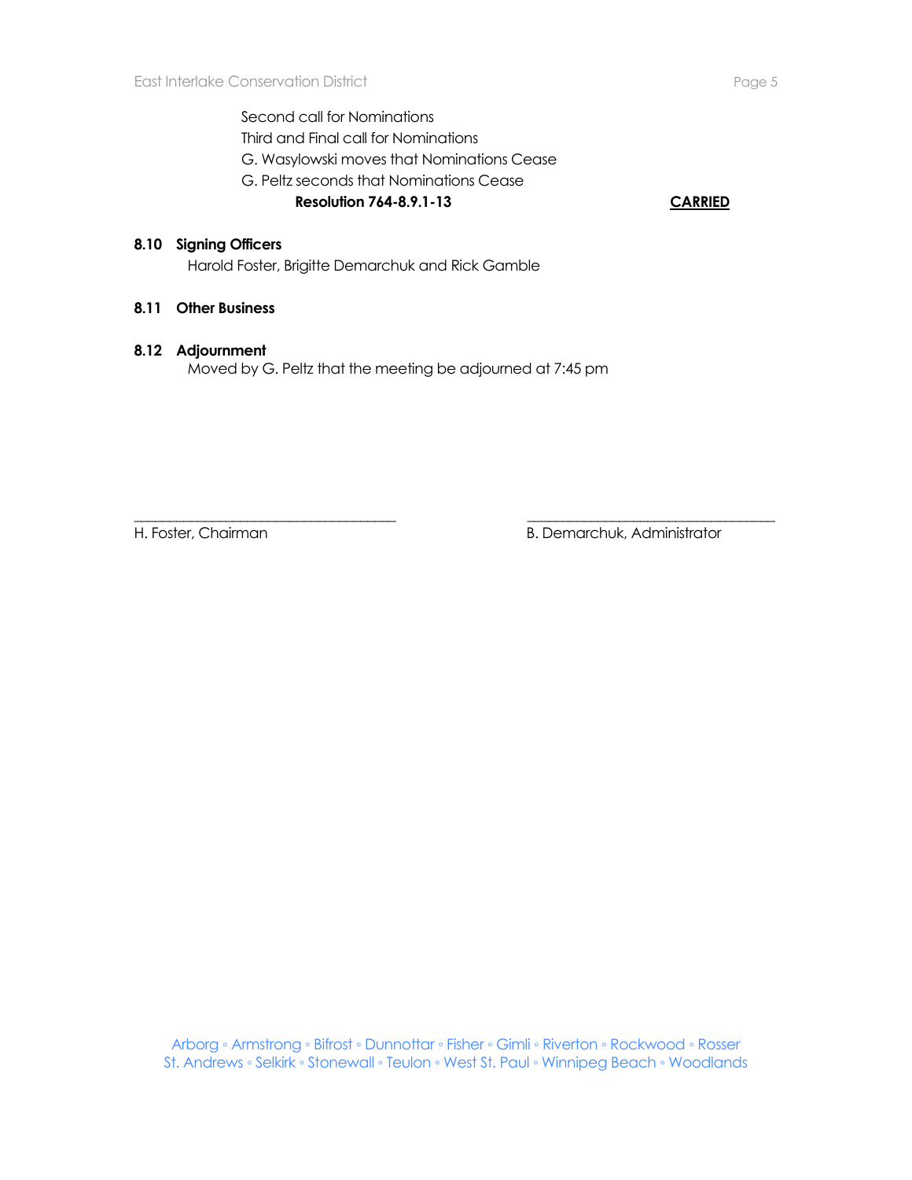Second call for Nominations
Third and Final call for Nominations
G. Wasylowski moves that Nominations Cease
G. Peltz seconds that Nominations Cease

**Resolution 764-8.9.1-13** **CARRIED**

**8.10 Signing Officers**

Harold Foster, Brigitte Demarchuk and Rick Gamble

**8.11 Other Business**

**8.12 Adjournment**

Moved by G. Peltz that the meeting be adjourned at 7:45 pm

\_\_\_\_\_\_\_\_\_\_\_\_\_\_\_\_\_\_\_\_\_\_\_\_\_\_\_\_\_\_\_\_\_\_\_ \_\_\_\_\_\_\_\_\_\_\_\_\_\_\_\_\_\_\_\_\_\_\_\_\_\_\_\_\_\_\_\_\_\_\_

H. Foster, Chairman B. Demarchuk, Administrator